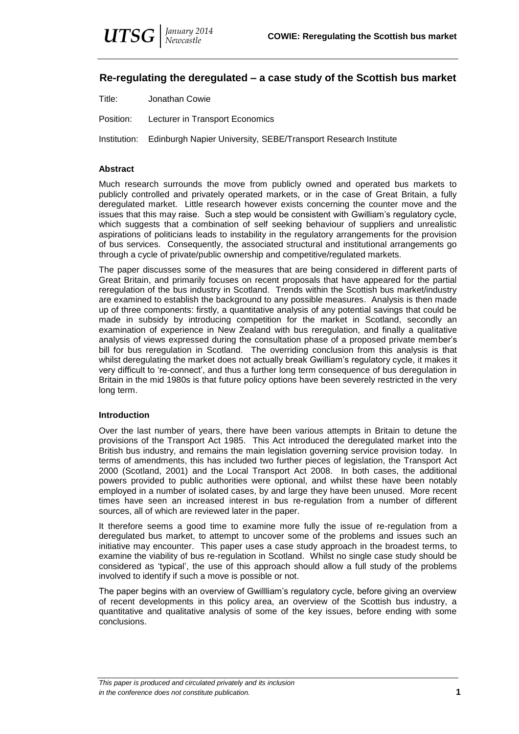## Re-regulating the deregulated – a case study of the Scottish bus market

Title: Jonathan Cowie

Position: Lecturer in Transport Economics

Institution: Edinburgh Napier University, SEBE/Transport Research Institute

### Abstract

Much research surrounds the move from publicly owned and operated bus markets to publicly controlled and privately operated markets, or in the case of Great Britain, a fully deregulated market. Little research however exists concerning the counter move and the issues that this may raise. Such a step would be consistent with Gwilliam's regulatory cycle, which suggests that a combination of self seeking behaviour of suppliers and unrealistic aspirations of politicians leads to instability in the regulatory arrangements for the provision of bus services. Consequently, the associated structural and institutional arrangements go through a cycle of private/public ownership and competitive/regulated markets.

The paper discusses some of the measures that are being considered in different parts of Great Britain, and primarily focuses on recent proposals that have appeared for the partial reregulation of the bus industry in Scotland. Trends within the Scottish bus market/industry are examined to establish the background to any possible measures. Analysis is then made up of three components: firstly, a quantitative analysis of any potential savings that could be made in subsidy by introducing competition for the market in Scotland, secondly an examination of experience in New Zealand with bus reregulation, and finally a qualitative analysis of views expressed during the consultation phase of a proposed private member's bill for bus reregulation in Scotland. The overriding conclusion from this analysis is that whilst deregulating the market does not actually break Gwilliam's regulatory cycle, it makes it very difficult to 're-connect', and thus a further long term consequence of bus deregulation in Britain in the mid 1980s is that future policy options have been severely restricted in the very long term.

### Introduction

Over the last number of years, there have been various attempts in Britain to detune the provisions of the Transport Act 1985. This Act introduced the deregulated market into the British bus industry, and remains the main legislation governing service provision today. In terms of amendments, this has included two further pieces of legislation, the Transport Act 2000 (Scotland, 2001) and the Local Transport Act 2008. In both cases, the additional powers provided to public authorities were optional, and whilst these have been notably employed in a number of isolated cases, by and large they have been unused. More recent times have seen an increased interest in bus re-regulation from a number of different sources, all of which are reviewed later in the paper.

It therefore seems a good time to examine more fully the issue of re-regulation from a deregulated bus market, to attempt to uncover some of the problems and issues such an initiative may encounter. This paper uses a case study approach in the broadest terms, to examine the viability of bus re-regulation in Scotland. Whilst no single case study should be considered as 'typical', the use of this approach should allow a full study of the problems involved to identify if such a move is possible or not.

The paper begins with an overview of Gwillliam's regulatory cycle, before giving an overview of recent developments in this policy area, an overview of the Scottish bus industry, a quantitative and qualitative analysis of some of the key issues, before ending with some conclusions.

*This paper is produced and circulated privately and its inclusion in the conference does not constitute publication.*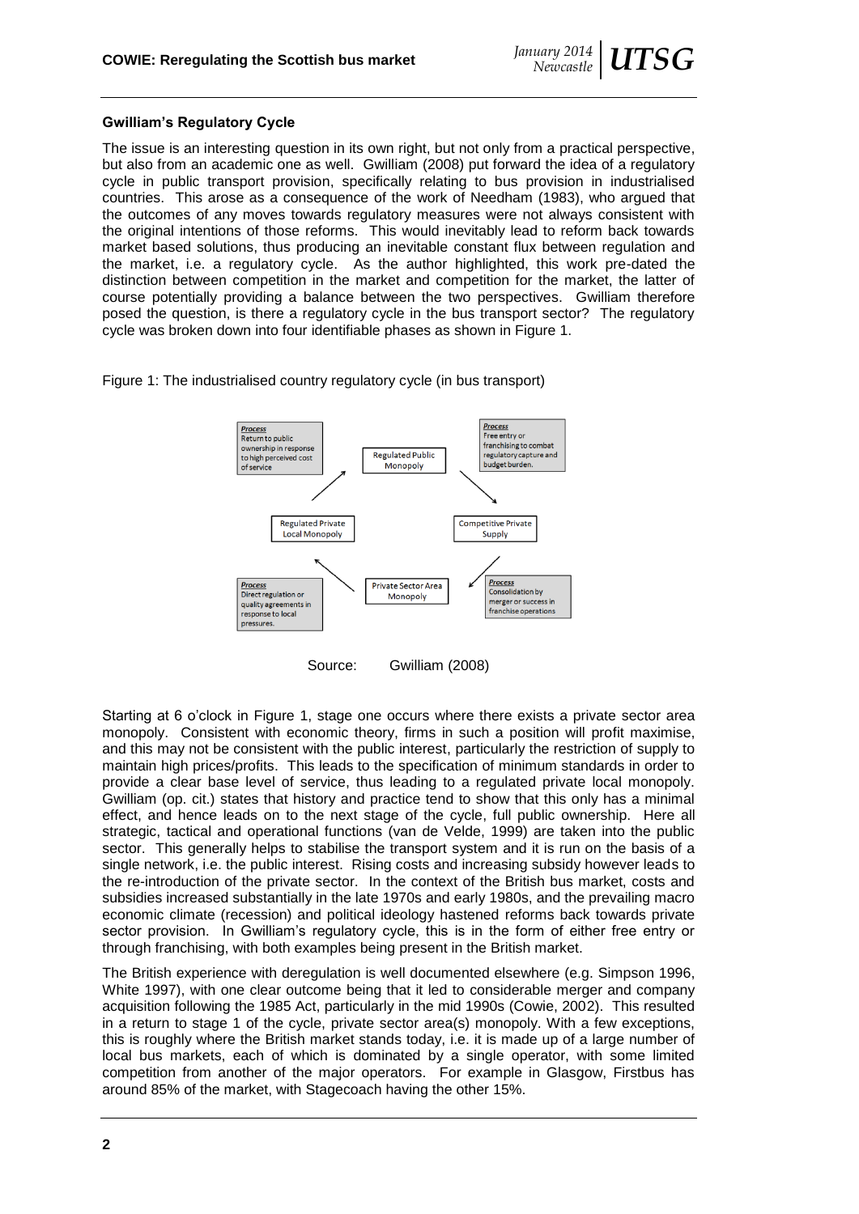### Gwilliam's Regulatory Cycle

The issue is an interesting question in its own right, but not only from a practical perspective, but also from an academic one as well. Gwilliam (2008) put forward the idea of a regulatory cycle in public transport provision, specifically relating to bus provision in industrialised countries. This arose as a consequence of the work of Needham (1983), who argued that the outcomes of any moves towards regulatory measures were not always consistent with the original intentions of those reforms. This would inevitably lead to reform back towards market based solutions, thus producing an inevitable constant flux between regulation and the market, i.e. a regulatory cycle. As the author highlighted, this work pre-dated the distinction between competition in the market and competition for the market, the latter of course potentially providing a balance between the two perspectives. Gwilliam therefore posed the question, is there a regulatory cycle in the bus transport sector? The regulatory cycle was broken down into four identifiable phases as shown in Figure 1.

Figure 1: The industrialised country regulatory cycle (in bus transport)

*Process*
Return to public ownership in response to high perceived cost of service

Regulated Public Monopoly

*Process*
Free entry or franchising to combat regulatory capture and budget burden.

Regulated Private Local Monopoly

Competitive Private Supply

*Process*
Direct regulation or quality agreements in response to local pressures.

Private Sector Area Monopoly

*Process*
Consolidation by merger or success in franchise operations

Source: Gwilliam (2008)

Starting at 6 o'clock in Figure 1, stage one occurs where there exists a private sector area monopoly. Consistent with economic theory, firms in such a position will profit maximise, and this may not be consistent with the public interest, particularly the restriction of supply to maintain high prices/profits. This leads to the specification of minimum standards in order to provide a clear base level of service, thus leading to a regulated private local monopoly. Gwilliam (op. cit.) states that history and practice tend to show that this only has a minimal effect, and hence leads on to the next stage of the cycle, full public ownership. Here all strategic, tactical and operational functions (van de Velde, 1999) are taken into the public sector. This generally helps to stabilise the transport system and it is run on the basis of a single network, i.e. the public interest. Rising costs and increasing subsidy however leads to the re-introduction of the private sector. In the context of the British bus market, costs and subsidies increased substantially in the late 1970s and early 1980s, and the prevailing macro economic climate (recession) and political ideology hastened reforms back towards private sector provision. In Gwilliam's regulatory cycle, this is in the form of either free entry or through franchising, with both examples being present in the British market.

The British experience with deregulation is well documented elsewhere (e.g. Simpson 1996, White 1997), with one clear outcome being that it led to considerable merger and company acquisition following the 1985 Act, particularly in the mid 1990s (Cowie, 2002). This resulted in a return to stage 1 of the cycle, private sector area(s) monopoly. With a few exceptions, this is roughly where the British market stands today, i.e. it is made up of a large number of local bus markets, each of which is dominated by a single operator, with some limited competition from another of the major operators. For example in Glasgow, Firstbus has around 85% of the market, with Stagecoach having the other 15%.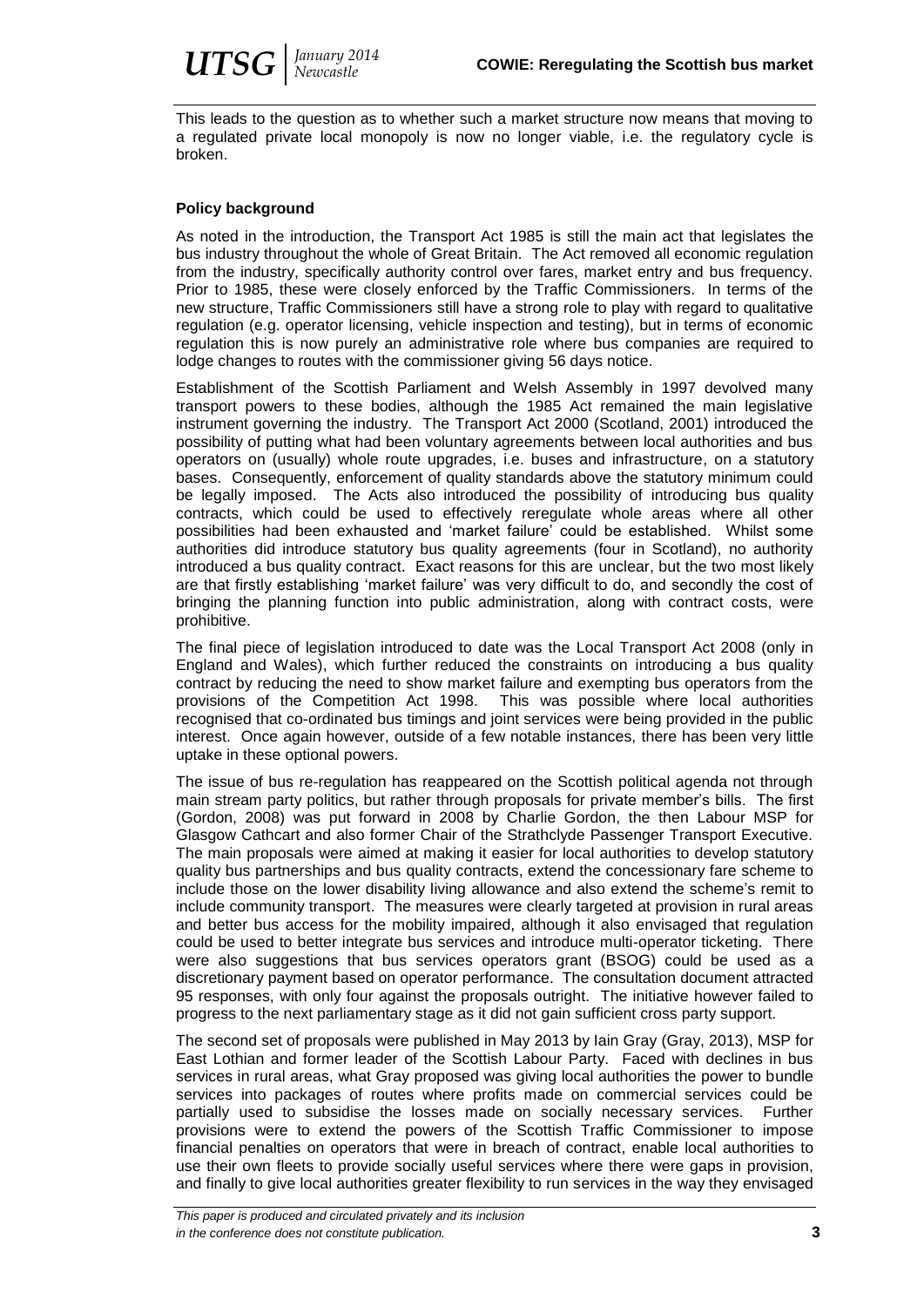This leads to the question as to whether such a market structure now means that moving to a regulated private local monopoly is now no longer viable, i.e. the regulatory cycle is broken.

**Policy background**

As noted in the introduction, the Transport Act 1985 is still the main act that legislates the bus industry throughout the whole of Great Britain. The Act removed all economic regulation from the industry, specifically authority control over fares, market entry and bus frequency. Prior to 1985, these were closely enforced by the Traffic Commissioners. In terms of the new structure, Traffic Commissioners still have a strong role to play with regard to qualitative regulation (e.g. operator licensing, vehicle inspection and testing), but in terms of economic regulation this is now purely an administrative role where bus companies are required to lodge changes to routes with the commissioner giving 56 days notice.

Establishment of the Scottish Parliament and Welsh Assembly in 1997 devolved many transport powers to these bodies, although the 1985 Act remained the main legislative instrument governing the industry. The Transport Act 2000 (Scotland, 2001) introduced the possibility of putting what had been voluntary agreements between local authorities and bus operators on (usually) whole route upgrades, i.e. buses and infrastructure, on a statutory bases. Consequently, enforcement of quality standards above the statutory minimum could be legally imposed. The Acts also introduced the possibility of introducing bus quality contracts, which could be used to effectively reregulate whole areas where all other possibilities had been exhausted and 'market failure' could be established. Whilst some authorities did introduce statutory bus quality agreements (four in Scotland), no authority introduced a bus quality contract. Exact reasons for this are unclear, but the two most likely are that firstly establishing 'market failure' was very difficult to do, and secondly the cost of bringing the planning function into public administration, along with contract costs, were prohibitive.

The final piece of legislation introduced to date was the Local Transport Act 2008 (only in England and Wales), which further reduced the constraints on introducing a bus quality contract by reducing the need to show market failure and exempting bus operators from the provisions of the Competition Act 1998. This was possible where local authorities recognised that co-ordinated bus timings and joint services were being provided in the public interest. Once again however, outside of a few notable instances, there has been very little uptake in these optional powers.

The issue of bus re-regulation has reappeared on the Scottish political agenda not through main stream party politics, but rather through proposals for private member's bills. The first (Gordon, 2008) was put forward in 2008 by Charlie Gordon, the then Labour MSP for Glasgow Cathcart and also former Chair of the Strathclyde Passenger Transport Executive. The main proposals were aimed at making it easier for local authorities to develop statutory quality bus partnerships and bus quality contracts, extend the concessionary fare scheme to include those on the lower disability living allowance and also extend the scheme's remit to include community transport. The measures were clearly targeted at provision in rural areas and better bus access for the mobility impaired, although it also envisaged that regulation could be used to better integrate bus services and introduce multi-operator ticketing. There were also suggestions that bus services operators grant (BSOG) could be used as a discretionary payment based on operator performance. The consultation document attracted 95 responses, with only four against the proposals outright. The initiative however failed to progress to the next parliamentary stage as it did not gain sufficient cross party support.

The second set of proposals were published in May 2013 by Iain Gray (Gray, 2013), MSP for East Lothian and former leader of the Scottish Labour Party. Faced with declines in bus services in rural areas, what Gray proposed was giving local authorities the power to bundle services into packages of routes where profits made on commercial services could be partially used to subsidise the losses made on socially necessary services. Further provisions were to extend the powers of the Scottish Traffic Commissioner to impose financial penalties on operators that were in breach of contract, enable local authorities to use their own fleets to provide socially useful services where there were gaps in provision, and finally to give local authorities greater flexibility to run services in the way they envisaged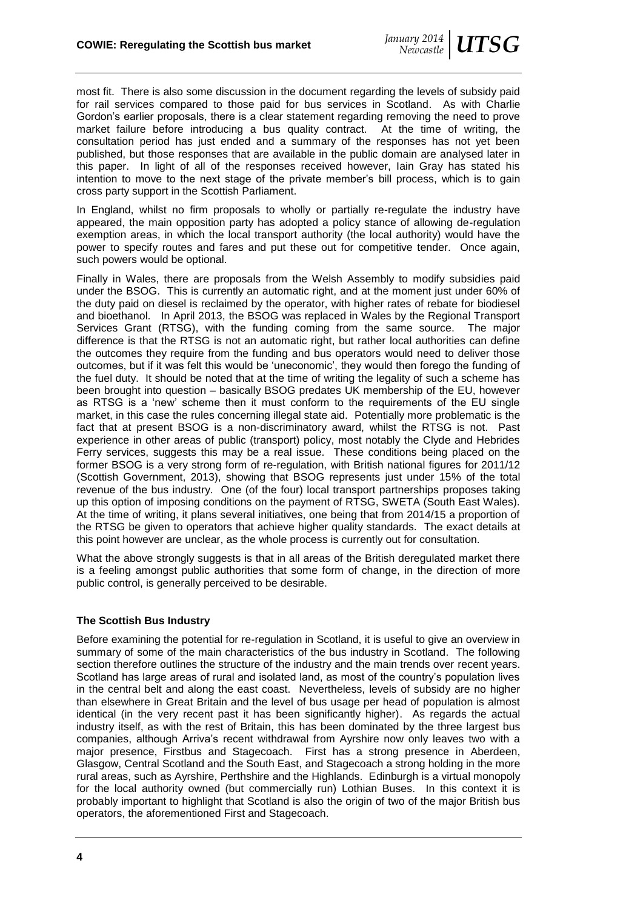most fit. There is also some discussion in the document regarding the levels of subsidy paid for rail services compared to those paid for bus services in Scotland. As with Charlie Gordon's earlier proposals, there is a clear statement regarding removing the need to prove market failure before introducing a bus quality contract. At the time of writing, the consultation period has just ended and a summary of the responses has not yet been published, but those responses that are available in the public domain are analysed later in this paper. In light of all of the responses received however, Iain Gray has stated his intention to move to the next stage of the private member's bill process, which is to gain cross party support in the Scottish Parliament.

In England, whilst no firm proposals to wholly or partially re-regulate the industry have appeared, the main opposition party has adopted a policy stance of allowing de-regulation exemption areas, in which the local transport authority (the local authority) would have the power to specify routes and fares and put these out for competitive tender. Once again, such powers would be optional.

Finally in Wales, there are proposals from the Welsh Assembly to modify subsidies paid under the BSOG. This is currently an automatic right, and at the moment just under 60% of the duty paid on diesel is reclaimed by the operator, with higher rates of rebate for biodiesel and bioethanol. In April 2013, the BSOG was replaced in Wales by the Regional Transport Services Grant (RTSG), with the funding coming from the same source. The major difference is that the RTSG is not an automatic right, but rather local authorities can define the outcomes they require from the funding and bus operators would need to deliver those outcomes, but if it was felt this would be 'uneconomic', they would then forego the funding of the fuel duty. It should be noted that at the time of writing the legality of such a scheme has been brought into question – basically BSOG predates UK membership of the EU, however as RTSG is a 'new' scheme then it must conform to the requirements of the EU single market, in this case the rules concerning illegal state aid. Potentially more problematic is the fact that at present BSOG is a non-discriminatory award, whilst the RTSG is not. Past experience in other areas of public (transport) policy, most notably the Clyde and Hebrides Ferry services, suggests this may be a real issue. These conditions being placed on the former BSOG is a very strong form of re-regulation, with British national figures for 2011/12 (Scottish Government, 2013), showing that BSOG represents just under 15% of the total revenue of the bus industry. One (of the four) local transport partnerships proposes taking up this option of imposing conditions on the payment of RTSG, SWETA (South East Wales). At the time of writing, it plans several initiatives, one being that from 2014/15 a proportion of the RTSG be given to operators that achieve higher quality standards. The exact details at this point however are unclear, as the whole process is currently out for consultation.

What the above strongly suggests is that in all areas of the British deregulated market there is a feeling amongst public authorities that some form of change, in the direction of more public control, is generally perceived to be desirable.

**The Scottish Bus Industry**

Before examining the potential for re-regulation in Scotland, it is useful to give an overview in summary of some of the main characteristics of the bus industry in Scotland. The following section therefore outlines the structure of the industry and the main trends over recent years. Scotland has large areas of rural and isolated land, as most of the country's population lives in the central belt and along the east coast. Nevertheless, levels of subsidy are no higher than elsewhere in Great Britain and the level of bus usage per head of population is almost identical (in the very recent past it has been significantly higher). As regards the actual industry itself, as with the rest of Britain, this has been dominated by the three largest bus companies, although Arriva's recent withdrawal from Ayrshire now only leaves two with a major presence, Firstbus and Stagecoach. First has a strong presence in Aberdeen, Glasgow, Central Scotland and the South East, and Stagecoach a strong holding in the more rural areas, such as Ayrshire, Perthshire and the Highlands. Edinburgh is a virtual monopoly for the local authority owned (but commercially run) Lothian Buses. In this context it is probably important to highlight that Scotland is also the origin of two of the major British bus operators, the aforementioned First and Stagecoach.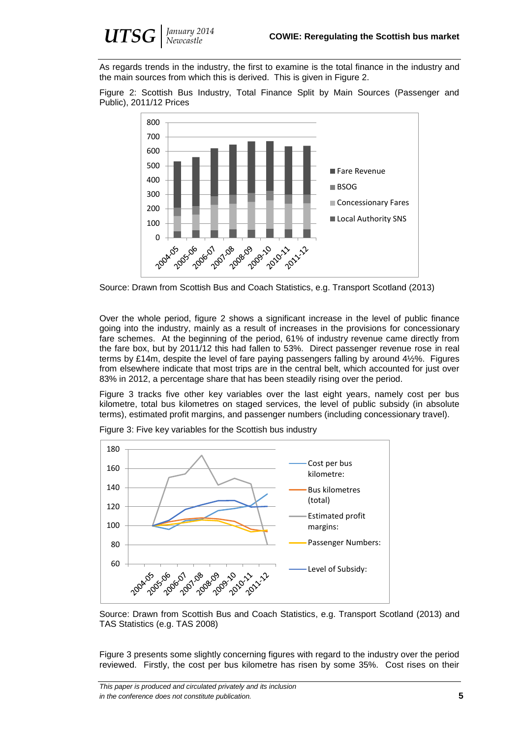As regards trends in the industry, the first to examine is the total finance in the industry and the main sources from which this is derived. This is given in Figure 2.

Figure 2: Scottish Bus Industry, Total Finance Split by Main Sources (Passenger and Public), 2011/12 Prices

800
700
600
500
400
300
200
100
0

2004-05
2005-06
2006-07
2007-08
2008-09
2009-10
2010-11
2011-12

Fare Revenue
BSOG
Concessionary Fares
Local Authority SNS

Source: Drawn from Scottish Bus and Coach Statistics, e.g. Transport Scotland (2013)

Over the whole period, figure 2 shows a significant increase in the level of public finance going into the industry, mainly as a result of increases in the provisions for concessionary fare schemes. At the beginning of the period, 61% of industry revenue came directly from the fare box, but by 2011/12 this had fallen to 53%. Direct passenger revenue rose in real terms by £14m, despite the level of fare paying passengers falling by around 4½%. Figures from elsewhere indicate that most trips are in the central belt, which accounted for just over 83% in 2012, a percentage share that has been steadily rising over the period.

Figure 3 tracks five other key variables over the last eight years, namely cost per bus kilometre, total bus kilometres on staged services, the level of public subsidy (in absolute terms), estimated profit margins, and passenger numbers (including concessionary travel).

Figure 3: Five key variables for the Scottish bus industry

180
160
140
120
100
80
60

2004-05
2005-06
2006-07
2007-08
2008-09
2009-10
2010-11
2011-12

Cost per bus kilometre:
Bus kilometres (total)
Estimated profit margins:
Passenger Numbers:
Level of Subsidy:

Source: Drawn from Scottish Bus and Coach Statistics, e.g. Transport Scotland (2013) and TAS Statistics (e.g. TAS 2008)

Figure 3 presents some slightly concerning figures with regard to the industry over the period reviewed. Firstly, the cost per bus kilometre has risen by some 35%. Cost rises on their

*This paper is produced and circulated privately and its inclusion in the conference does not constitute publication.*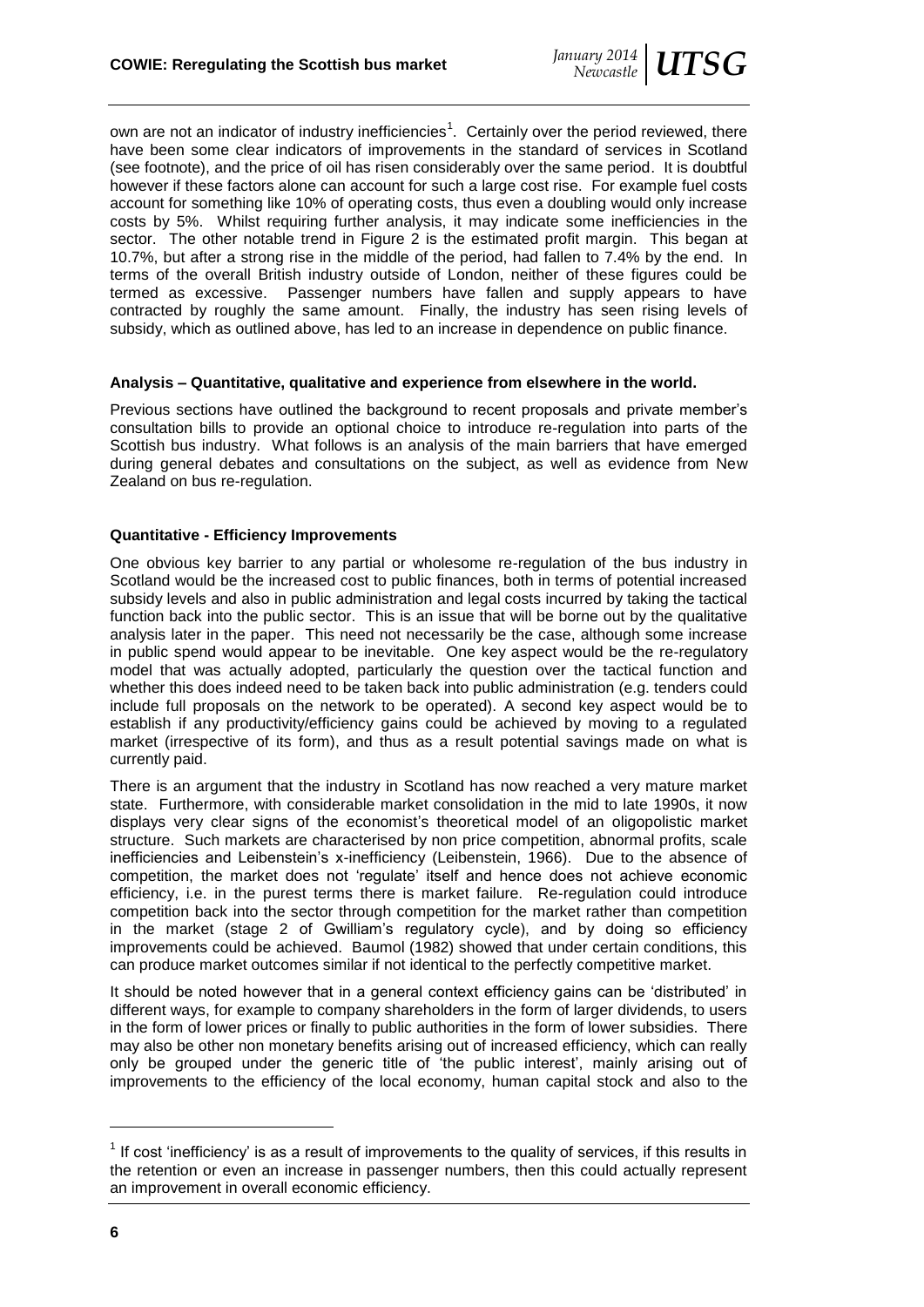own are not an indicator of industry inefficiencies[1]. Certainly over the period reviewed, there have been some clear indicators of improvements in the standard of services in Scotland (see footnote), and the price of oil has risen considerably over the same period. It is doubtful however if these factors alone can account for such a large cost rise. For example fuel costs account for something like 10% of operating costs, thus even a doubling would only increase costs by 5%. Whilst requiring further analysis, it may indicate some inefficiencies in the sector. The other notable trend in Figure 2 is the estimated profit margin. This began at 10.7%, but after a strong rise in the middle of the period, had fallen to 7.4% by the end. In terms of the overall British industry outside of London, neither of these figures could be termed as excessive. Passenger numbers have fallen and supply appears to have contracted by roughly the same amount. Finally, the industry has seen rising levels of subsidy, which as outlined above, has led to an increase in dependence on public finance.

**Analysis – Quantitative, qualitative and experience from elsewhere in the world.**

Previous sections have outlined the background to recent proposals and private member's consultation bills to provide an optional choice to introduce re-regulation into parts of the Scottish bus industry. What follows is an analysis of the main barriers that have emerged during general debates and consultations on the subject, as well as evidence from New Zealand on bus re-regulation.

**Quantitative - Efficiency Improvements**

One obvious key barrier to any partial or wholesome re-regulation of the bus industry in Scotland would be the increased cost to public finances, both in terms of potential increased subsidy levels and also in public administration and legal costs incurred by taking the tactical function back into the public sector. This is an issue that will be borne out by the qualitative analysis later in the paper. This need not necessarily be the case, although some increase in public spend would appear to be inevitable. One key aspect would be the re-regulatory model that was actually adopted, particularly the question over the tactical function and whether this does indeed need to be taken back into public administration (e.g. tenders could include full proposals on the network to be operated). A second key aspect would be to establish if any productivity/efficiency gains could be achieved by moving to a regulated market (irrespective of its form), and thus as a result potential savings made on what is currently paid.

There is an argument that the industry in Scotland has now reached a very mature market state. Furthermore, with considerable market consolidation in the mid to late 1990s, it now displays very clear signs of the economist's theoretical model of an oligopolistic market structure. Such markets are characterised by non price competition, abnormal profits, scale inefficiencies and Leibenstein's x-inefficiency (Leibenstein, 1966). Due to the absence of competition, the market does not 'regulate' itself and hence does not achieve economic efficiency, i.e. in the purest terms there is market failure. Re-regulation could introduce competition back into the sector through competition for the market rather than competition in the market (stage 2 of Gwilliam's regulatory cycle), and by doing so efficiency improvements could be achieved. Baumol (1982) showed that under certain conditions, this can produce market outcomes similar if not identical to the perfectly competitive market.

It should be noted however that in a general context efficiency gains can be 'distributed' in different ways, for example to company shareholders in the form of larger dividends, to users in the form of lower prices or finally to public authorities in the form of lower subsidies. There may also be other non monetary benefits arising out of increased efficiency, which can really only be grouped under the generic title of 'the public interest', mainly arising out of improvements to the efficiency of the local economy, human capital stock and also to the

---

[1] If cost 'inefficiency' is as a result of improvements to the quality of services, if this results in the retention or even an increase in passenger numbers, then this could actually represent an improvement in overall economic efficiency.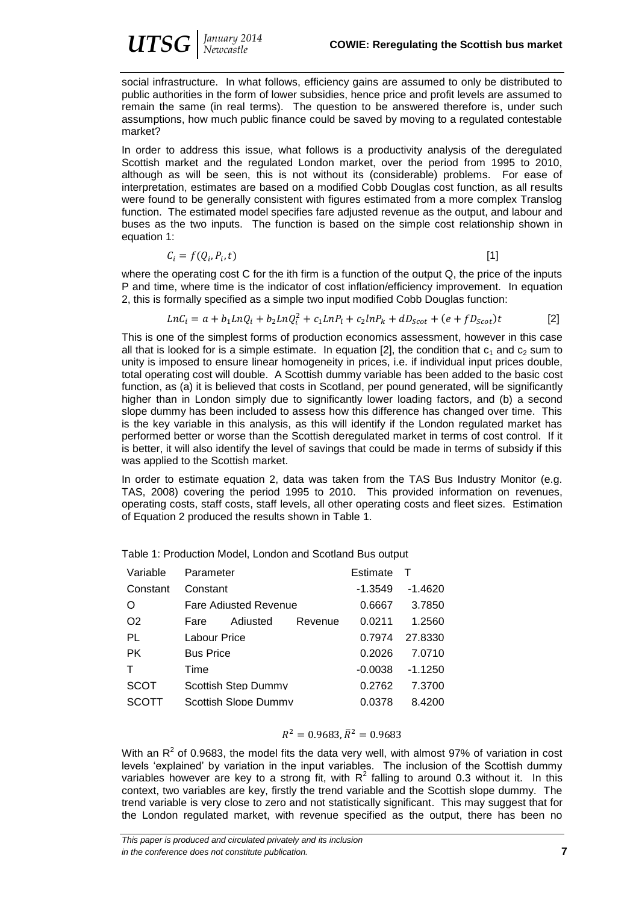social infrastructure. In what follows, efficiency gains are assumed to only be distributed to public authorities in the form of lower subsidies, hence price and profit levels are assumed to remain the same (in real terms). The question to be answered therefore is, under such assumptions, how much public finance could be saved by moving to a regulated contestable market?

In order to address this issue, what follows is a productivity analysis of the deregulated Scottish market and the regulated London market, over the period from 1995 to 2010, although as will be seen, this is not without its (considerable) problems. For ease of interpretation, estimates are based on a modified Cobb Douglas cost function, as all results were found to be generally consistent with figures estimated from a more complex Translog function. The estimated model specifies fare adjusted revenue as the output, and labour and buses as the two inputs. The function is based on the simple cost relationship shown in equation 1:

$$C_i = f(Q_i, P_i, t) \qquad [1]$$

where the operating cost C for the ith firm is a function of the output Q, the price of the inputs P and time, where time is the indicator of cost inflation/efficiency improvement. In equation 2, this is formally specified as a simple two input modified Cobb Douglas function:

$$LnC_i = a + b_1 LnQ_i + b_2 LnQ_i^2 + c_1 LnP_l + c_2 lnP_k + dD_{Scot} + (e + fD_{Scot})t \qquad [2]$$

This is one of the simplest forms of production economics assessment, however in this case all that is looked for is a simple estimate. In equation [2], the condition that $c_1$ and $c_2$ sum to unity is imposed to ensure linear homogeneity in prices, i.e. if individual input prices double, total operating cost will double. A Scottish dummy variable has been added to the basic cost function, as (a) it is believed that costs in Scotland, per pound generated, will be significantly higher than in London simply due to significantly lower loading factors, and (b) a second slope dummy has been included to assess how this difference has changed over time. This is the key variable in this analysis, as this will identify if the London regulated market has performed better or worse than the Scottish deregulated market in terms of cost control. If it is better, it will also identify the level of savings that could be made in terms of subsidy if this was applied to the Scottish market.

In order to estimate equation 2, data was taken from the TAS Bus Industry Monitor (e.g. TAS, 2008) covering the period 1995 to 2010. This provided information on revenues, operating costs, staff costs, staff levels, all other operating costs and fleet sizes. Estimation of Equation 2 produced the results shown in Table 1.

Table 1: Production Model, London and Scotland Bus output

| Variable | Parameter | Estimate | T |
|---|---|---|---|
| Constant | Constant | -1.3549 | -1.4620 |
| O | Fare Adjusted Revenue | 0.6667 | 3.7850 |
| O2 | Fare Adjusted Revenue | 0.0211 | 1.2560 |
| PL | Labour Price | 0.7974 | 27.8330 |
| PK | Bus Price | 0.2026 | 7.0710 |
| T | Time | -0.0038 | -1.1250 |
| SCOT | Scottish Step Dummy | 0.2762 | 7.3700 |
| SCOTT | Scottish Slope Dummy | 0.0378 | 8.4200 |

$$R^2 = 0.9683, \bar{R}^2 = 0.9683$$

With an $R^2$ of 0.9683, the model fits the data very well, with almost 97% of variation in cost levels 'explained' by variation in the input variables. The inclusion of the Scottish dummy variables however are key to a strong fit, with $R^2$ falling to around 0.3 without it. In this context, two variables are key, firstly the trend variable and the Scottish slope dummy. The trend variable is very close to zero and not statistically significant. This may suggest that for the London regulated market, with revenue specified as the output, there has been no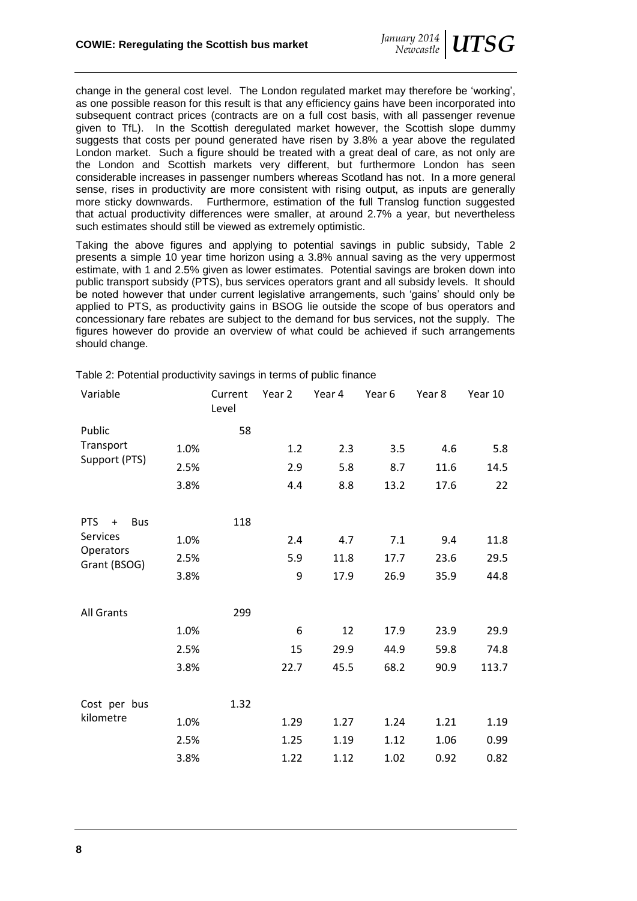change in the general cost level. The London regulated market may therefore be 'working', as one possible reason for this result is that any efficiency gains have been incorporated into subsequent contract prices (contracts are on a full cost basis, with all passenger revenue given to TfL). In the Scottish deregulated market however, the Scottish slope dummy suggests that costs per pound generated have risen by 3.8% a year above the regulated London market. Such a figure should be treated with a great deal of care, as not only are the London and Scottish markets very different, but furthermore London has seen considerable increases in passenger numbers whereas Scotland has not. In a more general sense, rises in productivity are more consistent with rising output, as inputs are generally more sticky downwards. Furthermore, estimation of the full Translog function suggested that actual productivity differences were smaller, at around 2.7% a year, but nevertheless such estimates should still be viewed as extremely optimistic.

Taking the above figures and applying to potential savings in public subsidy, Table 2 presents a simple 10 year time horizon using a 3.8% annual saving as the very uppermost estimate, with 1 and 2.5% given as lower estimates. Potential savings are broken down into public transport subsidy (PTS), bus services operators grant and all subsidy levels. It should be noted however that under current legislative arrangements, such 'gains' should only be applied to PTS, as productivity gains in BSOG lie outside the scope of bus operators and concessionary fare rebates are subject to the demand for bus services, not the supply. The figures however do provide an overview of what could be achieved if such arrangements should change.

Table 2: Potential productivity savings in terms of public finance

| Variable | | Current Level | Year 2 | Year 4 | Year 6 | Year 8 | Year 10 |
|---|---|---|---|---|---|---|---|
| Public Transport Support (PTS) | | 58 | | | | | |
| | 1.0% | | 1.2 | 2.3 | 3.5 | 4.6 | 5.8 |
| | 2.5% | | 2.9 | 5.8 | 8.7 | 11.6 | 14.5 |
| | 3.8% | | 4.4 | 8.8 | 13.2 | 17.6 | 22 |
| PTS + Bus Services Operators Grant (BSOG) | | 118 | | | | | |
| | 1.0% | | 2.4 | 4.7 | 7.1 | 9.4 | 11.8 |
| | 2.5% | | 5.9 | 11.8 | 17.7 | 23.6 | 29.5 |
| | 3.8% | | 9 | 17.9 | 26.9 | 35.9 | 44.8 |
| All Grants | | 299 | | | | | |
| | 1.0% | | 6 | 12 | 17.9 | 23.9 | 29.9 |
| | 2.5% | | 15 | 29.9 | 44.9 | 59.8 | 74.8 |
| | 3.8% | | 22.7 | 45.5 | 68.2 | 90.9 | 113.7 |
| Cost per bus kilometre | | 1.32 | | | | | |
| | 1.0% | | 1.29 | 1.27 | 1.24 | 1.21 | 1.19 |
| | 2.5% | | 1.25 | 1.19 | 1.12 | 1.06 | 0.99 |
| | 3.8% | | 1.22 | 1.12 | 1.02 | 0.92 | 0.82 |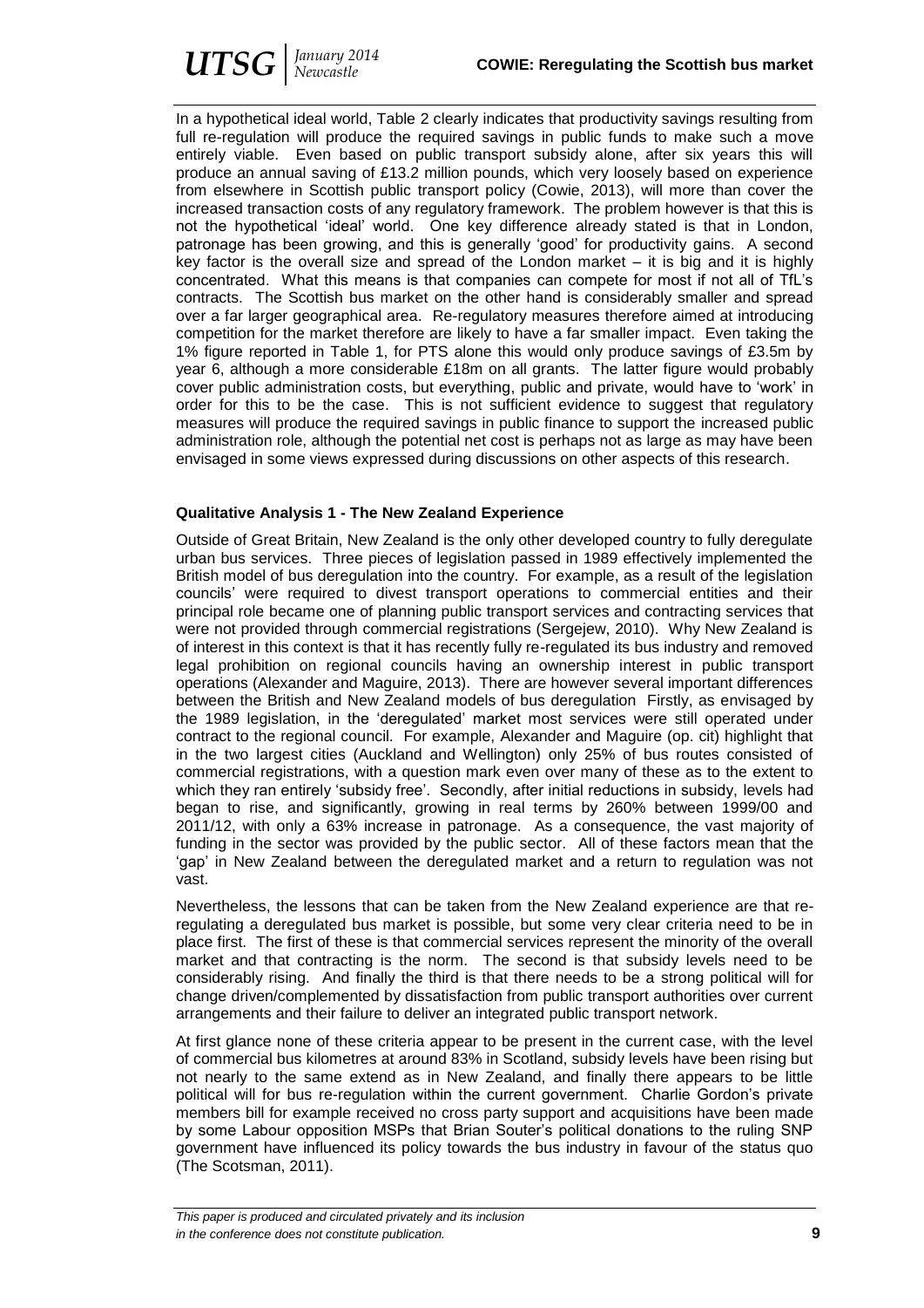In a hypothetical ideal world, Table 2 clearly indicates that productivity savings resulting from full re-regulation will produce the required savings in public funds to make such a move entirely viable. Even based on public transport subsidy alone, after six years this will produce an annual saving of £13.2 million pounds, which very loosely based on experience from elsewhere in Scottish public transport policy (Cowie, 2013), will more than cover the increased transaction costs of any regulatory framework. The problem however is that this is not the hypothetical 'ideal' world. One key difference already stated is that in London, patronage has been growing, and this is generally 'good' for productivity gains. A second key factor is the overall size and spread of the London market – it is big and it is highly concentrated. What this means is that companies can compete for most if not all of TfL's contracts. The Scottish bus market on the other hand is considerably smaller and spread over a far larger geographical area. Re-regulatory measures therefore aimed at introducing competition for the market therefore are likely to have a far smaller impact. Even taking the 1% figure reported in Table 1, for PTS alone this would only produce savings of £3.5m by year 6, although a more considerable £18m on all grants. The latter figure would probably cover public administration costs, but everything, public and private, would have to 'work' in order for this to be the case. This is not sufficient evidence to suggest that regulatory measures will produce the required savings in public finance to support the increased public administration role, although the potential net cost is perhaps not as large as may have been envisaged in some views expressed during discussions on other aspects of this research.

**Qualitative Analysis 1 - The New Zealand Experience**

Outside of Great Britain, New Zealand is the only other developed country to fully deregulate urban bus services. Three pieces of legislation passed in 1989 effectively implemented the British model of bus deregulation into the country. For example, as a result of the legislation councils' were required to divest transport operations to commercial entities and their principal role became one of planning public transport services and contracting services that were not provided through commercial registrations (Sergejew, 2010). Why New Zealand is of interest in this context is that it has recently fully re-regulated its bus industry and removed legal prohibition on regional councils having an ownership interest in public transport operations (Alexander and Maguire, 2013). There are however several important differences between the British and New Zealand models of bus deregulation Firstly, as envisaged by the 1989 legislation, in the 'deregulated' market most services were still operated under contract to the regional council. For example, Alexander and Maguire (op. cit) highlight that in the two largest cities (Auckland and Wellington) only 25% of bus routes consisted of commercial registrations, with a question mark even over many of these as to the extent to which they ran entirely 'subsidy free'. Secondly, after initial reductions in subsidy, levels had began to rise, and significantly, growing in real terms by 260% between 1999/00 and 2011/12, with only a 63% increase in patronage. As a consequence, the vast majority of funding in the sector was provided by the public sector. All of these factors mean that the 'gap' in New Zealand between the deregulated market and a return to regulation was not vast.

Nevertheless, the lessons that can be taken from the New Zealand experience are that re-regulating a deregulated bus market is possible, but some very clear criteria need to be in place first. The first of these is that commercial services represent the minority of the overall market and that contracting is the norm. The second is that subsidy levels need to be considerably rising. And finally the third is that there needs to be a strong political will for change driven/complemented by dissatisfaction from public transport authorities over current arrangements and their failure to deliver an integrated public transport network.

At first glance none of these criteria appear to be present in the current case, with the level of commercial bus kilometres at around 83% in Scotland, subsidy levels have been rising but not nearly to the same extend as in New Zealand, and finally there appears to be little political will for bus re-regulation within the current government. Charlie Gordon's private members bill for example received no cross party support and acquisitions have been made by some Labour opposition MSPs that Brian Souter's political donations to the ruling SNP government have influenced its policy towards the bus industry in favour of the status quo (The Scotsman, 2011).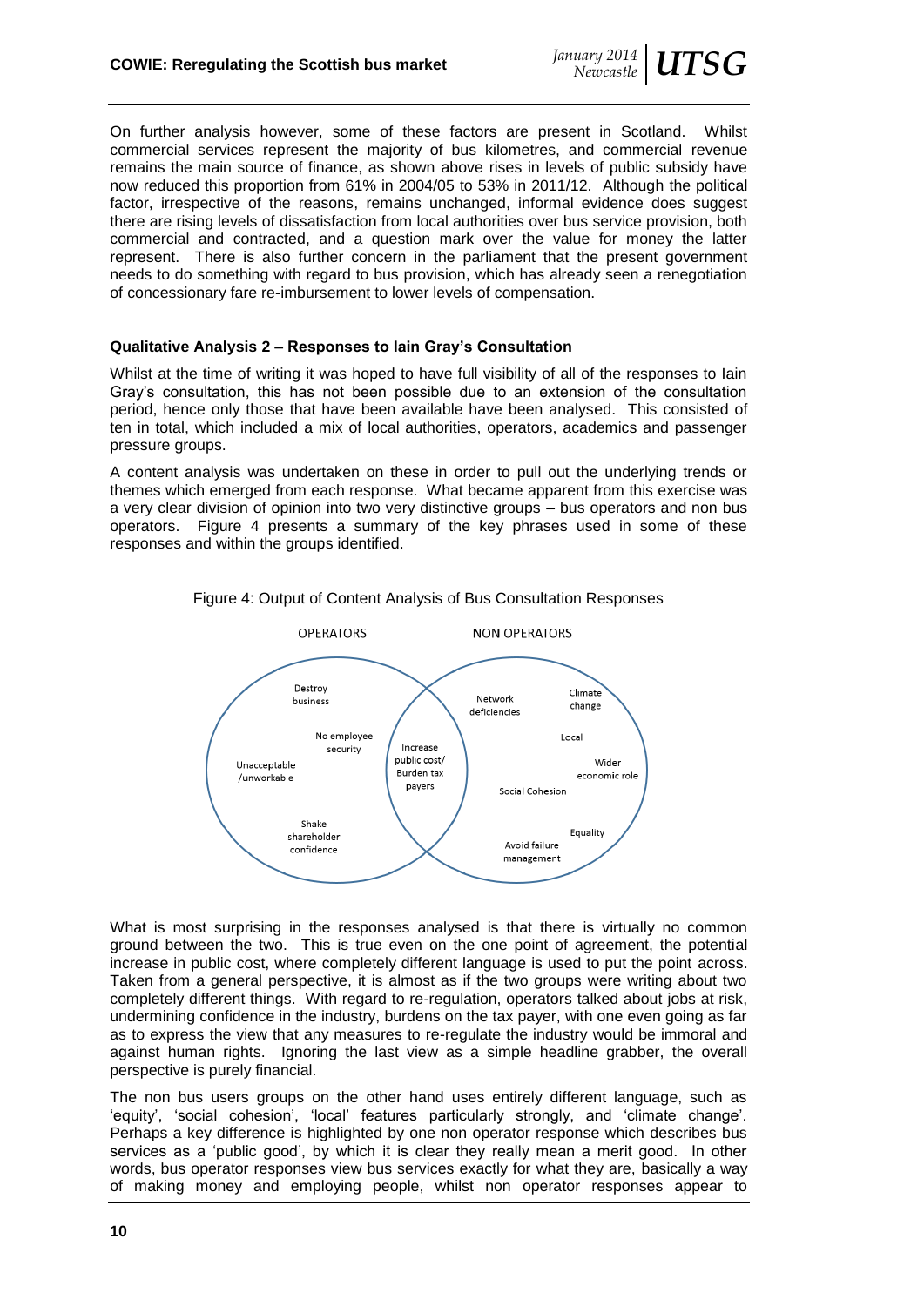On further analysis however, some of these factors are present in Scotland. Whilst commercial services represent the majority of bus kilometres, and commercial revenue remains the main source of finance, as shown above rises in levels of public subsidy have now reduced this proportion from 61% in 2004/05 to 53% in 2011/12. Although the political factor, irrespective of the reasons, remains unchanged, informal evidence does suggest there are rising levels of dissatisfaction from local authorities over bus service provision, both commercial and contracted, and a question mark over the value for money the latter represent. There is also further concern in the parliament that the present government needs to do something with regard to bus provision, which has already seen a renegotiation of concessionary fare re-imbursement to lower levels of compensation.

**Qualitative Analysis 2 – Responses to Iain Gray's Consultation**

Whilst at the time of writing it was hoped to have full visibility of all of the responses to Iain Gray's consultation, this has not been possible due to an extension of the consultation period, hence only those that have been available have been analysed. This consisted of ten in total, which included a mix of local authorities, operators, academics and passenger pressure groups.

A content analysis was undertaken on these in order to pull out the underlying trends or themes which emerged from each response. What became apparent from this exercise was a very clear division of opinion into two very distinctive groups – bus operators and non bus operators. Figure 4 presents a summary of the key phrases used in some of these responses and within the groups identified.

Figure 4: Output of Content Analysis of Bus Consultation Responses

OPERATORS

Destroy business

No employee security

Unacceptable /unworkable

Shake shareholder confidence

Increase public cost/ Burden tax payers

NON OPERATORS

Network deficiencies

Climate change

Local

Wider economic role

Social Cohesion

Equality

Avoid failure management

What is most surprising in the responses analysed is that there is virtually no common ground between the two. This is true even on the one point of agreement, the potential increase in public cost, where completely different language is used to put the point across. Taken from a general perspective, it is almost as if the two groups were writing about two completely different things. With regard to re-regulation, operators talked about jobs at risk, undermining confidence in the industry, burdens on the tax payer, with one even going as far as to express the view that any measures to re-regulate the industry would be immoral and against human rights. Ignoring the last view as a simple headline grabber, the overall perspective is purely financial.

The non bus users groups on the other hand uses entirely different language, such as 'equity', 'social cohesion', 'local' features particularly strongly, and 'climate change'. Perhaps a key difference is highlighted by one non operator response which describes bus services as a 'public good', by which it is clear they really mean a merit good. In other words, bus operator responses view bus services exactly for what they are, basically a way of making money and employing people, whilst non operator responses appear to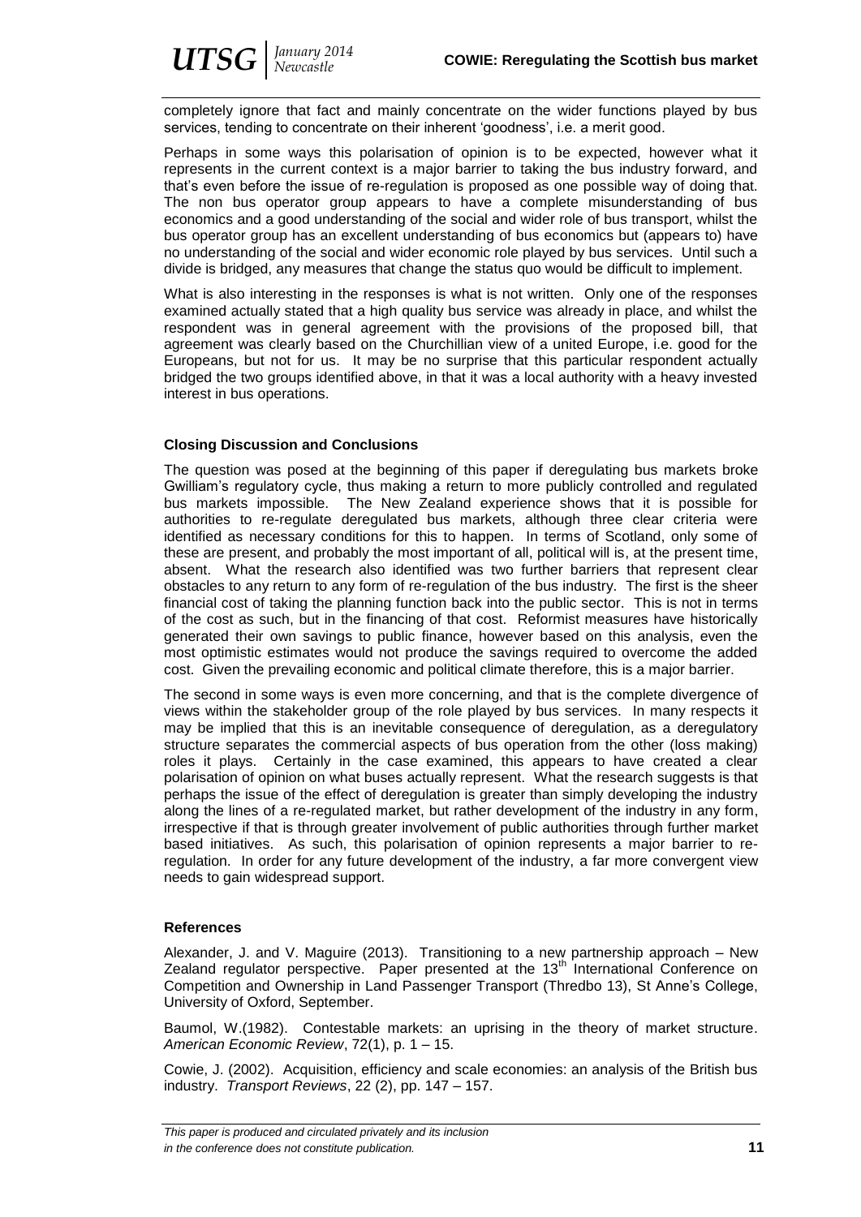completely ignore that fact and mainly concentrate on the wider functions played by bus services, tending to concentrate on their inherent 'goodness', i.e. a merit good.

Perhaps in some ways this polarisation of opinion is to be expected, however what it represents in the current context is a major barrier to taking the bus industry forward, and that's even before the issue of re-regulation is proposed as one possible way of doing that. The non bus operator group appears to have a complete misunderstanding of bus economics and a good understanding of the social and wider role of bus transport, whilst the bus operator group has an excellent understanding of bus economics but (appears to) have no understanding of the social and wider economic role played by bus services. Until such a divide is bridged, any measures that change the status quo would be difficult to implement.

What is also interesting in the responses is what is not written. Only one of the responses examined actually stated that a high quality bus service was already in place, and whilst the respondent was in general agreement with the provisions of the proposed bill, that agreement was clearly based on the Churchillian view of a united Europe, i.e. good for the Europeans, but not for us. It may be no surprise that this particular respondent actually bridged the two groups identified above, in that it was a local authority with a heavy invested interest in bus operations.

**Closing Discussion and Conclusions**

The question was posed at the beginning of this paper if deregulating bus markets broke Gwilliam's regulatory cycle, thus making a return to more publicly controlled and regulated bus markets impossible. The New Zealand experience shows that it is possible for authorities to re-regulate deregulated bus markets, although three clear criteria were identified as necessary conditions for this to happen. In terms of Scotland, only some of these are present, and probably the most important of all, political will is, at the present time, absent. What the research also identified was two further barriers that represent clear obstacles to any return to any form of re-regulation of the bus industry. The first is the sheer financial cost of taking the planning function back into the public sector. This is not in terms of the cost as such, but in the financing of that cost. Reformist measures have historically generated their own savings to public finance, however based on this analysis, even the most optimistic estimates would not produce the savings required to overcome the added cost. Given the prevailing economic and political climate therefore, this is a major barrier.

The second in some ways is even more concerning, and that is the complete divergence of views within the stakeholder group of the role played by bus services. In many respects it may be implied that this is an inevitable consequence of deregulation, as a deregulatory structure separates the commercial aspects of bus operation from the other (loss making) roles it plays. Certainly in the case examined, this appears to have created a clear polarisation of opinion on what buses actually represent. What the research suggests is that perhaps the issue of the effect of deregulation is greater than simply developing the industry along the lines of a re-regulated market, but rather development of the industry in any form, irrespective if that is through greater involvement of public authorities through further market based initiatives. As such, this polarisation of opinion represents a major barrier to re-regulation. In order for any future development of the industry, a far more convergent view needs to gain widespread support.

**References**

Alexander, J. and V. Maguire (2013). Transitioning to a new partnership approach – New Zealand regulator perspective. Paper presented at the 13th International Conference on Competition and Ownership in Land Passenger Transport (Thredbo 13), St Anne's College, University of Oxford, September.

Baumol, W.(1982). Contestable markets: an uprising in the theory of market structure. *American Economic Review*, 72(1), p. 1 – 15.

Cowie, J. (2002). Acquisition, efficiency and scale economies: an analysis of the British bus industry. *Transport Reviews*, 22 (2), pp. 147 – 157.

*This paper is produced and circulated privately and its inclusion in the conference does not constitute publication.*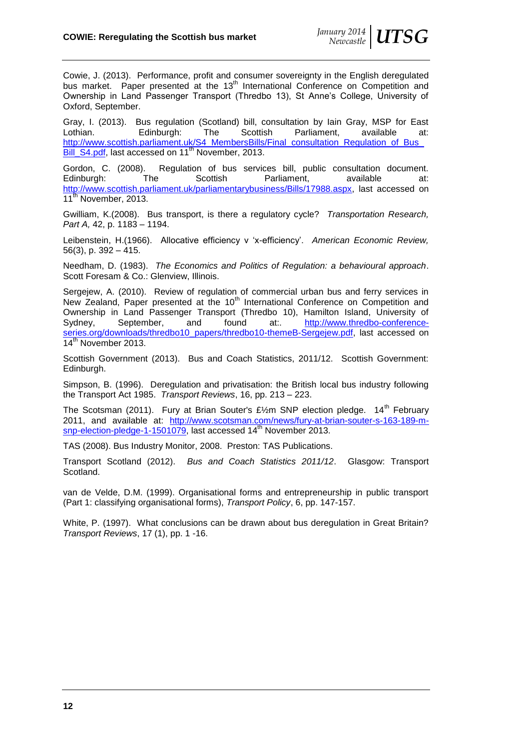Cowie, J. (2013). Performance, profit and consumer sovereignty in the English deregulated bus market. Paper presented at the 13th International Conference on Competition and Ownership in Land Passenger Transport (Thredbo 13), St Anne's College, University of Oxford, September.

Gray, I. (2013). Bus regulation (Scotland) bill, consultation by Iain Gray, MSP for East Lothian. Edinburgh: The Scottish Parliament, available at: http://www.scottish.parliament.uk/S4_MembersBills/Final_consultation_Regulation_of_Bus_Bill_S4.pdf, last accessed on 11th November, 2013.

Gordon, C. (2008). Regulation of bus services bill, public consultation document. Edinburgh: The Scottish Parliament, available at: http://www.scottish.parliament.uk/parliamentarybusiness/Bills/17988.aspx, last accessed on 11th November, 2013.

Gwilliam, K.(2008). Bus transport, is there a regulatory cycle? *Transportation Research, Part A,* 42, p. 1183 – 1194.

Leibenstein, H.(1966). Allocative efficiency v 'x-efficiency'. *American Economic Review,* 56(3), p. 392 – 415.

Needham, D. (1983). *The Economics and Politics of Regulation: a behavioural approach*. Scott Foresam & Co.: Glenview, Illinois.

Sergejew, A. (2010). Review of regulation of commercial urban bus and ferry services in New Zealand, Paper presented at the 10th International Conference on Competition and Ownership in Land Passenger Transport (Thredbo 10), Hamilton Island, University of Sydney, September, and found at:. http://www.thredbo-conference-series.org/downloads/thredbo10_papers/thredbo10-themeB-Sergejew.pdf, last accessed on 14th November 2013.

Scottish Government (2013). Bus and Coach Statistics, 2011/12. Scottish Government: Edinburgh.

Simpson, B. (1996). Deregulation and privatisation: the British local bus industry following the Transport Act 1985. *Transport Reviews*, 16, pp. 213 – 223.

The Scotsman (2011). Fury at Brian Souter's £½m SNP election pledge. 14th February 2011, and available at: http://www.scotsman.com/news/fury-at-brian-souter-s-163-189-m-snp-election-pledge-1-1501079, last accessed 14th November 2013.

TAS (2008). Bus Industry Monitor, 2008. Preston: TAS Publications.

Transport Scotland (2012). *Bus and Coach Statistics 2011/12*. Glasgow: Transport Scotland.

van de Velde, D.M. (1999). Organisational forms and entrepreneurship in public transport (Part 1: classifying organisational forms), *Transport Policy*, 6, pp. 147-157.

White, P. (1997). What conclusions can be drawn about bus deregulation in Great Britain? *Transport Reviews*, 17 (1), pp. 1 -16.